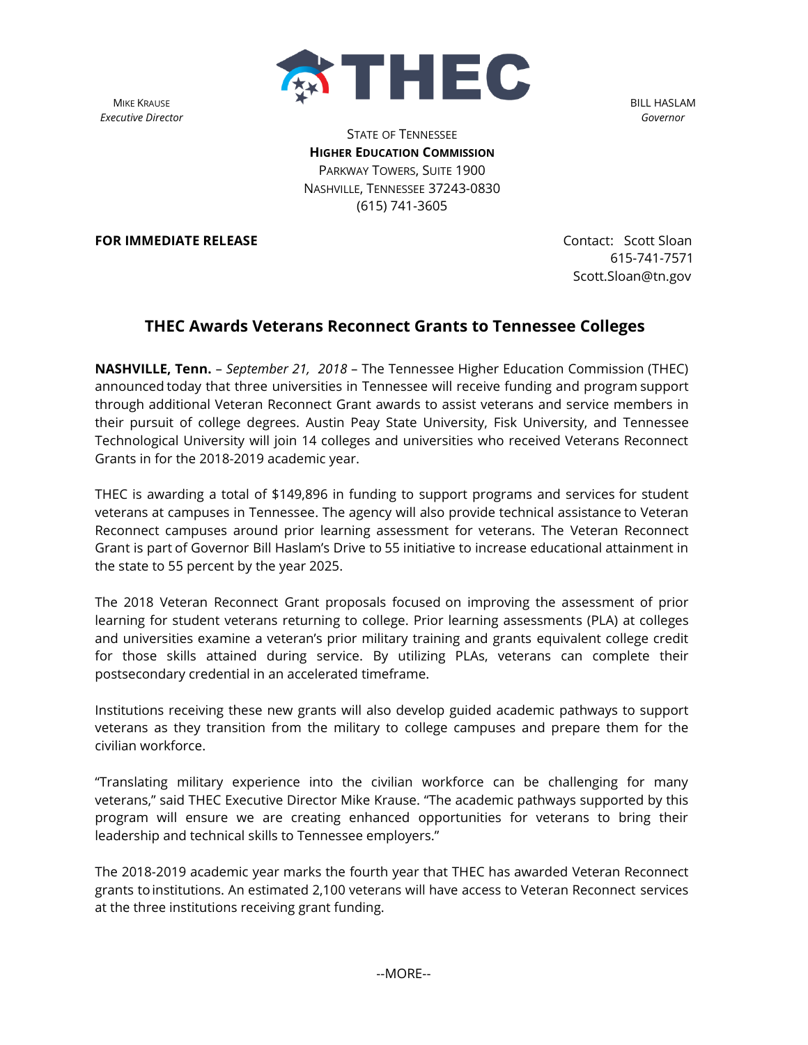MIKE KRAUSE
*Executive Director*

THEC

BILL HASLAM
*Governor*

STATE OF TENNESSEE
**HIGHER EDUCATION COMMISSION**
PARKWAY TOWERS, SUITE 1900
NASHVILLE, TENNESSEE 37243-0830
(615) 741-3605

**FOR IMMEDIATE RELEASE**

Contact: Scott Sloan
615-741-7571
Scott.Sloan@tn.gov

## THEC Awards Veterans Reconnect Grants to Tennessee Colleges

**NASHVILLE, Tenn.** – *September 21, 2018* – The Tennessee Higher Education Commission (THEC) announced today that three universities in Tennessee will receive funding and program support through additional Veteran Reconnect Grant awards to assist veterans and service members in their pursuit of college degrees. Austin Peay State University, Fisk University, and Tennessee Technological University will join 14 colleges and universities who received Veterans Reconnect Grants in for the 2018-2019 academic year.

THEC is awarding a total of $149,896 in funding to support programs and services for student veterans at campuses in Tennessee. The agency will also provide technical assistance to Veteran Reconnect campuses around prior learning assessment for veterans. The Veteran Reconnect Grant is part of Governor Bill Haslam's Drive to 55 initiative to increase educational attainment in the state to 55 percent by the year 2025.

The 2018 Veteran Reconnect Grant proposals focused on improving the assessment of prior learning for student veterans returning to college. Prior learning assessments (PLA) at colleges and universities examine a veteran's prior military training and grants equivalent college credit for those skills attained during service. By utilizing PLAs, veterans can complete their postsecondary credential in an accelerated timeframe.

Institutions receiving these new grants will also develop guided academic pathways to support veterans as they transition from the military to college campuses and prepare them for the civilian workforce.

"Translating military experience into the civilian workforce can be challenging for many veterans," said THEC Executive Director Mike Krause. "The academic pathways supported by this program will ensure we are creating enhanced opportunities for veterans to bring their leadership and technical skills to Tennessee employers."

The 2018-2019 academic year marks the fourth year that THEC has awarded Veteran Reconnect grants to institutions. An estimated 2,100 veterans will have access to Veteran Reconnect services at the three institutions receiving grant funding.

--MORE--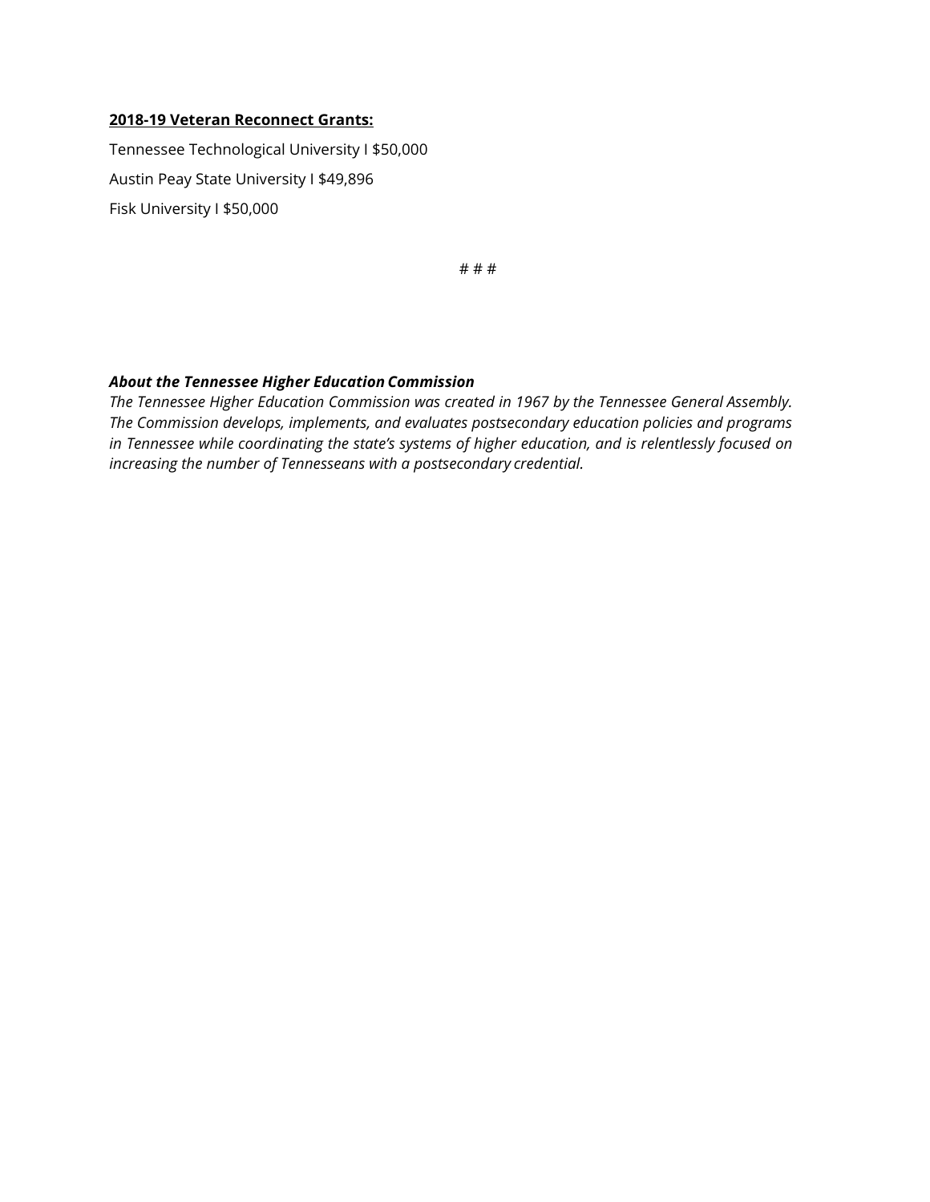**2018-19 Veteran Reconnect Grants:**

Tennessee Technological University I $50,000

Austin Peay State University I $49,896

Fisk University I $50,000

# # #

***About the Tennessee Higher Education Commission***
*The Tennessee Higher Education Commission was created in 1967 by the Tennessee General Assembly. The Commission develops, implements, and evaluates postsecondary education policies and programs in Tennessee while coordinating the state's systems of higher education, and is relentlessly focused on increasing the number of Tennesseans with a postsecondary credential.*